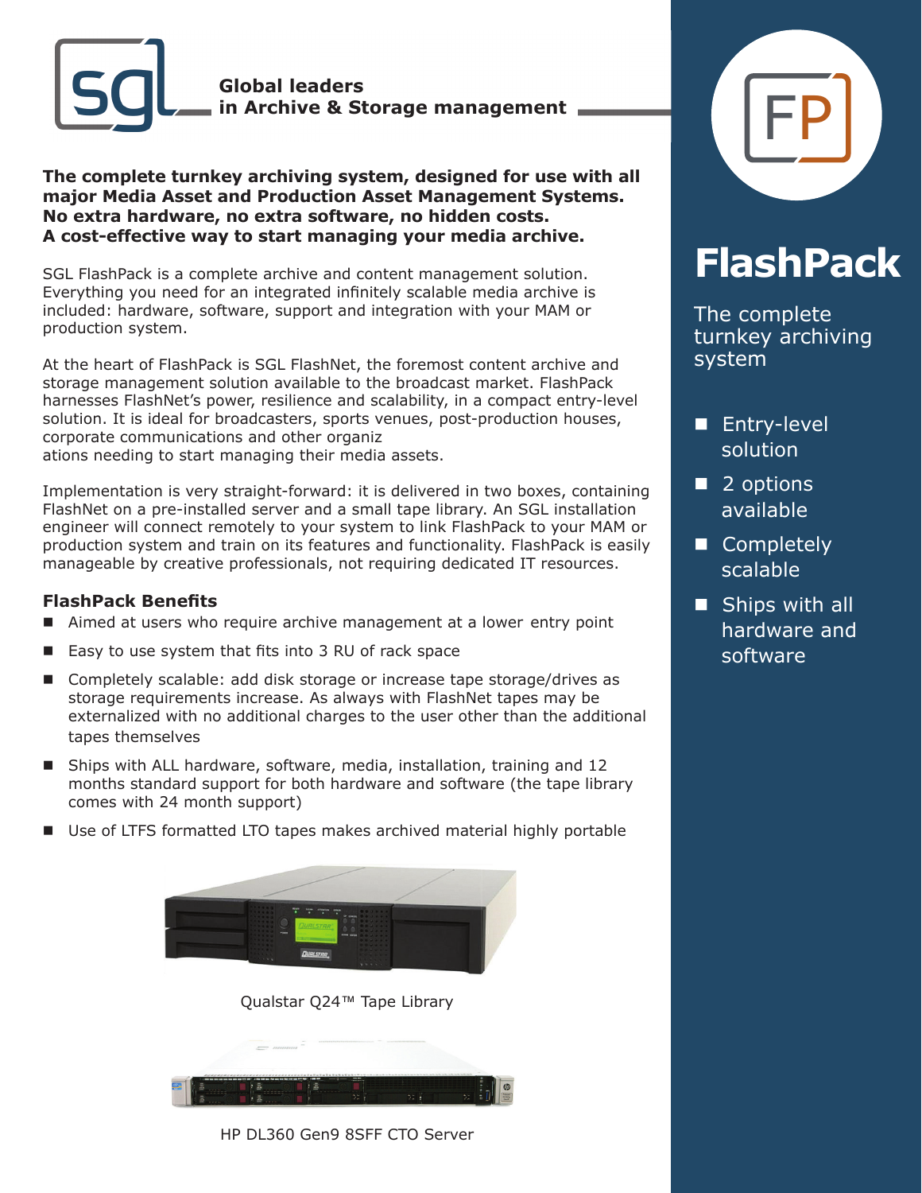**Global leaders in Archive & Storage management**

# FlashPack

The complete turnkey archiving system

- Entry-level solution
- 2 options available
- Completely scalable
- Ships with all hardware and software

**The complete turnkey archiving system, designed for use with all major Media Asset and Production Asset Management Systems. No extra hardware, no extra software, no hidden costs. A cost-effective way to start managing your media archive.**

SGL FlashPack is a complete archive and content management solution. Everything you need for an integrated infinitely scalable media archive is included: hardware, software, support and integration with your MAM or production system.

At the heart of FlashPack is SGL FlashNet, the foremost content archive and storage management solution available to the broadcast market. FlashPack harnesses FlashNet's power, resilience and scalability, in a compact entry-level solution. It is ideal for broadcasters, sports venues, post-production houses, corporate communications and other organizations needing to start managing their media assets.

Implementation is very straight-forward: it is delivered in two boxes, containing FlashNet on a pre-installed server and a small tape library. An SGL installation engineer will connect remotely to your system to link FlashPack to your MAM or production system and train on its features and functionality. FlashPack is easily manageable by creative professionals, not requiring dedicated IT resources.

### FlashPack Benefits

- Aimed at users who require archive management at a lower entry point
- Easy to use system that fits into 3 RU of rack space
- Completely scalable: add disk storage or increase tape storage/drives as storage requirements increase. As always with FlashNet tapes may be externalized with no additional charges to the user other than the additional tapes themselves
- Ships with ALL hardware, software, media, installation, training and 12 months standard support for both hardware and software (the tape library comes with 24 month support)
- Use of LTFS formatted LTO tapes makes archived material highly portable

Qualstar Q24™ Tape Library

HP DL360 Gen9 8SFF CTO Server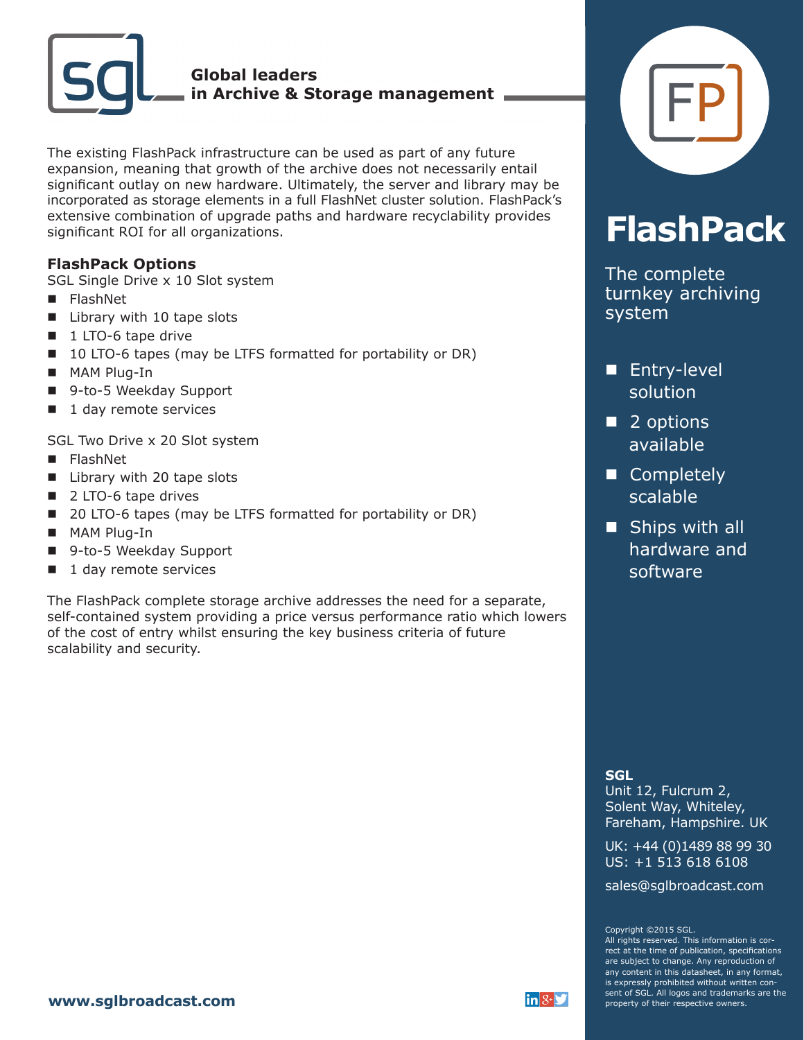Global leaders
in Archive & Storage management

The existing FlashPack infrastructure can be used as part of any future expansion, meaning that growth of the archive does not necessarily entail significant outlay on new hardware. Ultimately, the server and library may be incorporated as storage elements in a full FlashNet cluster solution. FlashPack's extensive combination of upgrade paths and hardware recyclability provides significant ROI for all organizations.

**FlashPack Options**

SGL Single Drive x 10 Slot system

- FlashNet
- Library with 10 tape slots
- 1 LTO-6 tape drive
- 10 LTO-6 tapes (may be LTFS formatted for portability or DR)
- MAM Plug-In
- 9-to-5 Weekday Support
- 1 day remote services

SGL Two Drive x 20 Slot system

- FlashNet
- Library with 20 tape slots
- 2 LTO-6 tape drives
- 20 LTO-6 tapes (may be LTFS formatted for portability or DR)
- MAM Plug-In
- 9-to-5 Weekday Support
- 1 day remote services

The FlashPack complete storage archive addresses the need for a separate, self-contained system providing a price versus performance ratio which lowers of the cost of entry whilst ensuring the key business criteria of future scalability and security.

# FlashPack

The complete turnkey archiving system

- Entry-level solution
- 2 options available
- Completely scalable
- Ships with all hardware and software

**SGL**
Unit 12, Fulcrum 2,
Solent Way, Whiteley,
Fareham, Hampshire. UK

UK: +44 (0)1489 88 99 30
US: +1 513 618 6108

sales@sglbroadcast.com

Copyright ©2015 SGL.
All rights reserved. This information is correct at the time of publication, specifications are subject to change. Any reproduction of any content in this datasheet, in any format, is expressly prohibited without written consent of SGL. All logos and trademarks are the property of their respective owners.

**www.sglbroadcast.com**